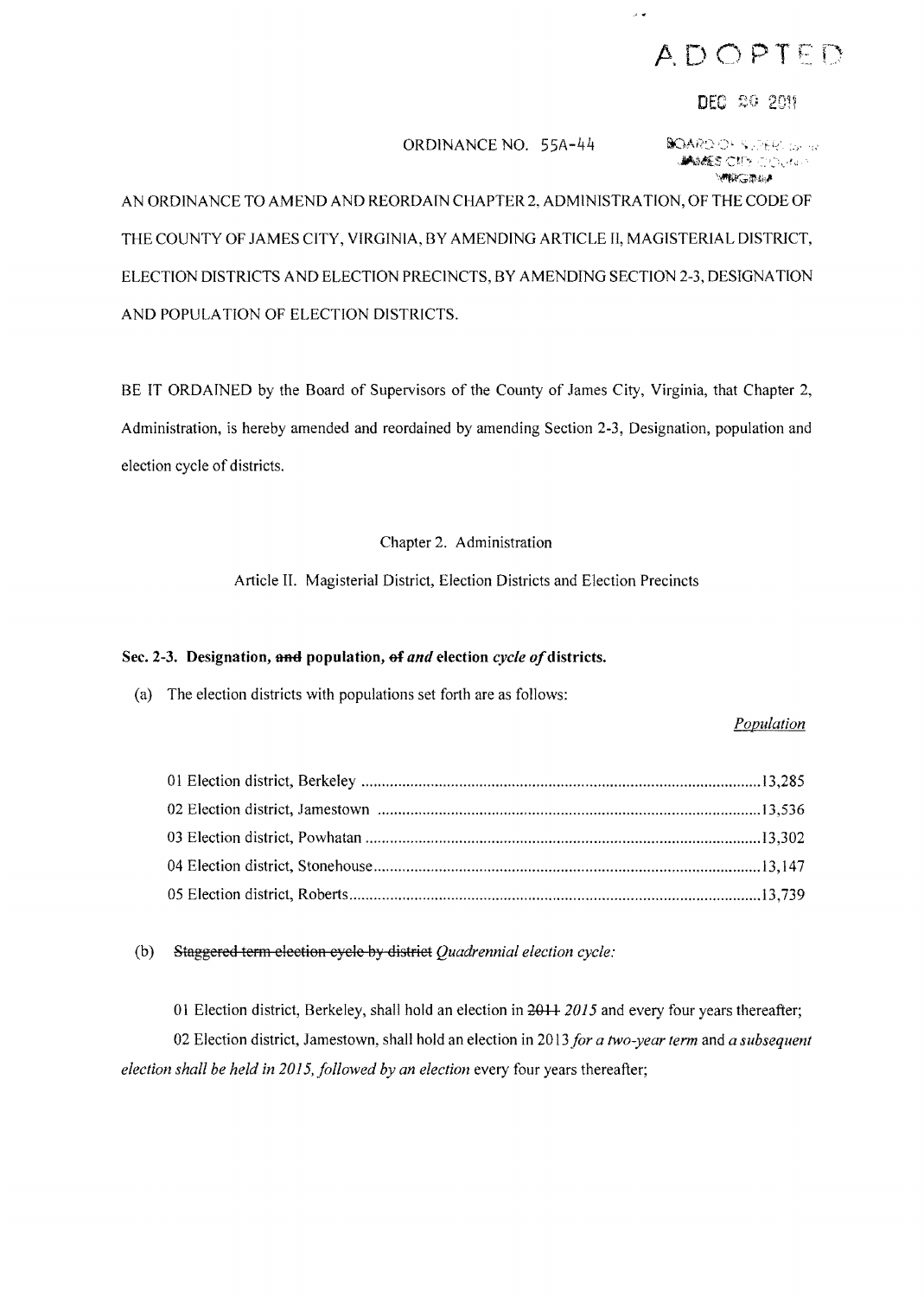ADOPTED

DEC 20 2011

ORDINANCE NO. 55A-44

BOARD OF SUPERVISORS
JAMES CITY COUNTY
VIRGINIA

AN ORDINANCE TO AMEND AND REORDAIN CHAPTER 2, ADMINISTRATION, OF THE CODE OF THE COUNTY OF JAMES CITY, VIRGINIA, BY AMENDING ARTICLE II, MAGISTERIAL DISTRICT, ELECTION DISTRICTS AND ELECTION PRECINCTS, BY AMENDING SECTION 2-3, DESIGNATION AND POPULATION OF ELECTION DISTRICTS.

BE IT ORDAINED by the Board of Supervisors of the County of James City, Virginia, that Chapter 2, Administration, is hereby amended and reordained by amending Section 2-3, Designation, population and election cycle of districts.

Chapter 2. Administration

Article II. Magisterial District, Election Districts and Election Precincts

**Sec. 2-3. Designation, ~~and~~ population, ~~of~~ *and* election *cycle of* districts.**

(a) The election districts with populations set forth are as follows:

| | *Population* |
|---|---|
| 01 Election district, Berkeley | 13,285 |
| 02 Election district, Jamestown | 13,536 |
| 03 Election district, Powhatan | 13,302 |
| 04 Election district, Stonehouse | 13,147 |
| 05 Election district, Roberts | 13,739 |

(b) ~~Staggered term election cycle by district~~ *Quadrennial election cycle:*

01 Election district, Berkeley, shall hold an election in ~~2011~~ *2015* and every four years thereafter;

02 Election district, Jamestown, shall hold an election in 2013 *for a two-year term* and *a subsequent election shall be held in 2015, followed by an election* every four years thereafter;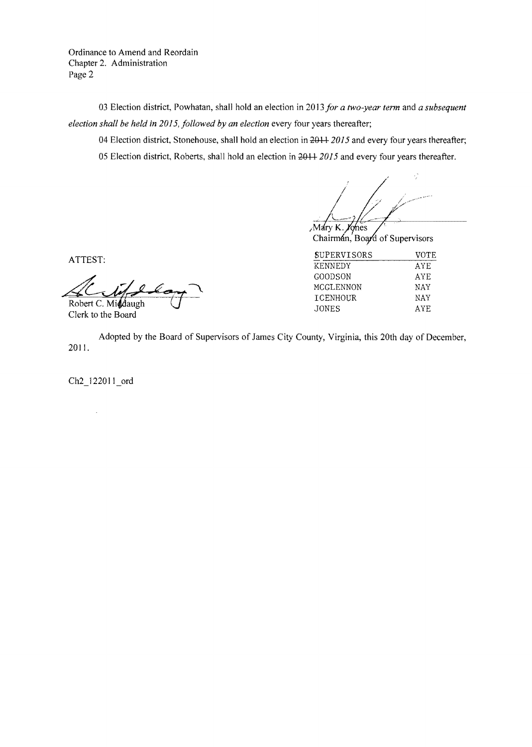Ordinance to Amend and Reordain
Chapter 2. Administration

03 Election district, Powhatan, shall hold an election in 2013 *for a two-year term* and *a subsequent election shall be held in 2015, followed by an election* every four years thereafter;

04 Election district, Stonehouse, shall hold an election in ~~2011~~ *2015* and every four years thereafter;

05 Election district, Roberts, shall hold an election in ~~2011~~ *2015* and every four years thereafter.

Mary K. Jones
Chairman, Board of Supervisors

| SUPERVISORS | VOTE |
| --- | --- |
| KENNEDY | AYE |
| GOODSON | AYE |
| MCGLENNON | NAY |
| ICENHOUR | NAY |
| JONES | AYE |

ATTEST:

Robert C. Middaugh
Clerk to the Board

Adopted by the Board of Supervisors of James City County, Virginia, this 20th day of December, 2011.

Ch2_122011_ord